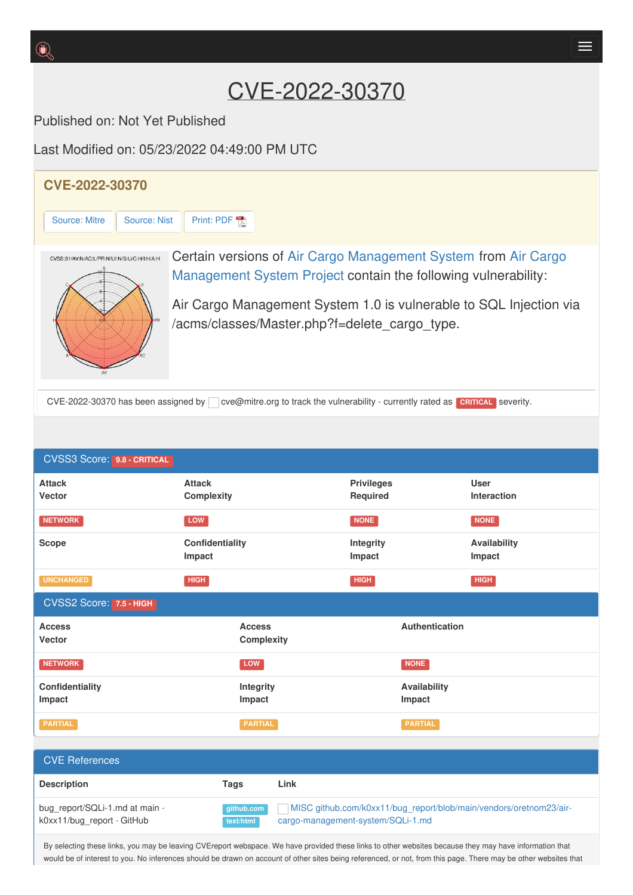# CVE-2022-30370

Published on: Not Yet Published

Last Modified on: 05/23/2022 04:49:00 PM UTC

## CVE-2022-30370

Source: Mitre | Source: Nist | Print: PDF

Certain versions of Air Cargo Management System from Air Cargo Management System Project contain the following vulnerability:

Air Cargo Management System 1.0 is vulnerable to SQL Injection via /acms/classes/Master.php?f=delete_cargo_type.

CVE-2022-30370 has been assigned by cve@mitre.org to track the vulnerability - currently rated as CRITICAL severity.

## CVSS3 Score: 9.8 - CRITICAL

| Attack Vector | Attack Complexity | Privileges Required | User Interaction |
|---|---|---|---|
| NETWORK | LOW | NONE | NONE |
| **Scope** | **Confidentiality Impact** | **Integrity Impact** | **Availability Impact** |
| UNCHANGED | HIGH | HIGH | HIGH |

## CVSS2 Score: 7.5 - HIGH

| Access Vector | Access Complexity | Authentication |
|---|---|---|
| NETWORK | LOW | NONE |
| **Confidentiality Impact** | **Integrity Impact** | **Availability Impact** |
| PARTIAL | PARTIAL | PARTIAL |

## CVE References

| Description | Tags | Link |
|---|---|---|
| bug_report/SQLi-1.md at main · k0xx11/bug_report · GitHub | github.com text/html | MISC github.com/k0xx11/bug_report/blob/main/vendors/oretnom23/air-cargo-management-system/SQLi-1.md |

By selecting these links, you may be leaving CVEreport webspace. We have provided these links to other websites because they may have information that would be of interest to you. No inferences should be drawn on account of other sites being referenced, or not, from this page. There may be other websites that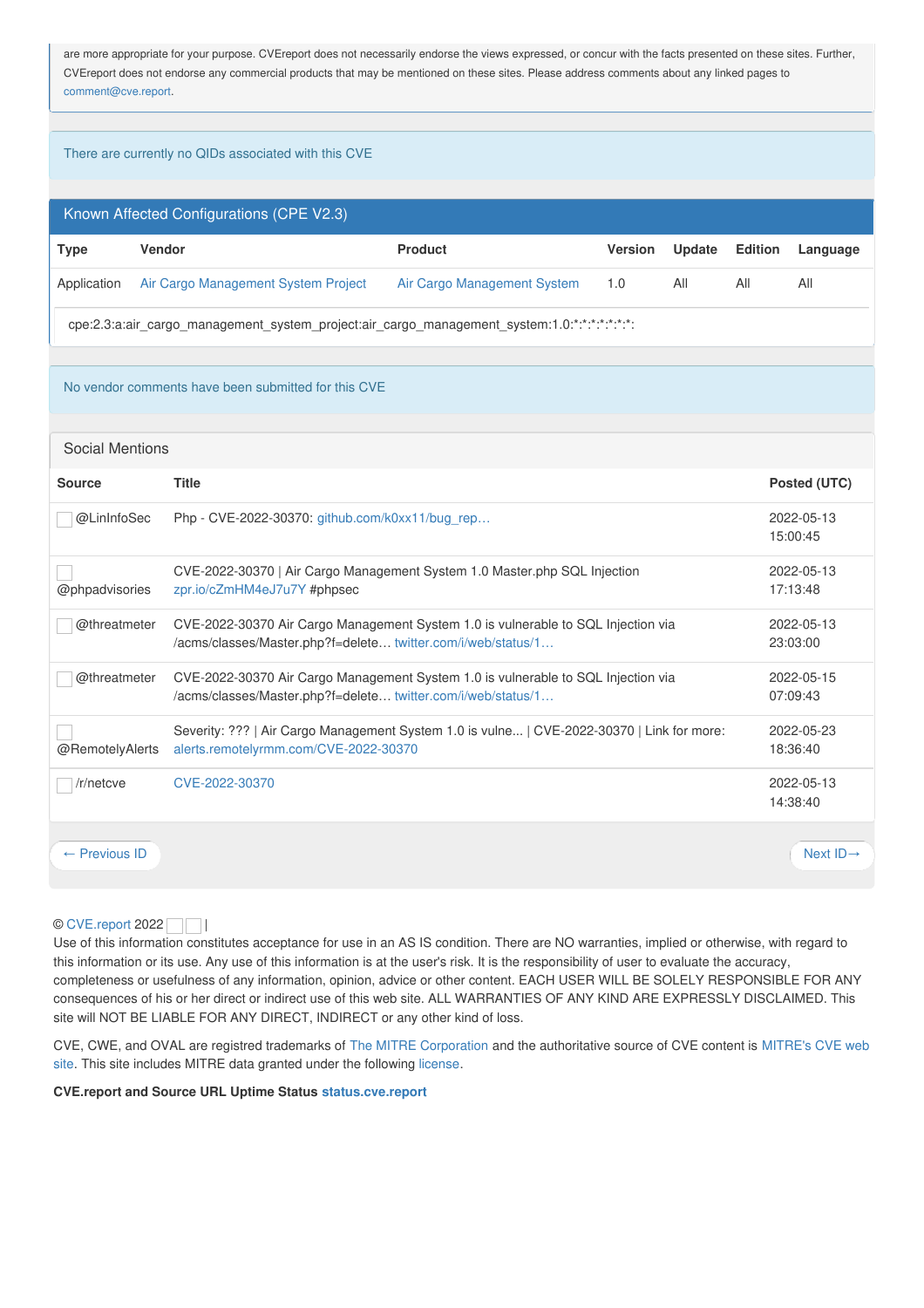are more appropriate for your purpose. CVEreport does not necessarily endorse the views expressed, or concur with the facts presented on these sites. Further, CVEreport does not endorse any commercial products that may be mentioned on these sites. Please address comments about any linked pages to comment@cve.report.

There are currently no QIDs associated with this CVE

## Known Affected Configurations (CPE V2.3)

| Type | Vendor | Product | Version | Update | Edition | Language |
|---|---|---|---|---|---|---|
| Application | Air Cargo Management System Project | Air Cargo Management System | 1.0 | All | All | All |

cpe:2.3:a:air_cargo_management_system_project:air_cargo_management_system:1.0:*:*:*:*:*:*:*

No vendor comments have been submitted for this CVE

## Social Mentions

| Source | Title | Posted (UTC) |
|---|---|---|
| @LinInfoSec | Php - CVE-2022-30370: github.com/k0xx11/bug_rep… | 2022-05-13 15:00:45 |
| @phpadvisories | CVE-2022-30370 \| Air Cargo Management System 1.0 Master.php SQL Injection zpr.io/cZmHM4eJ7u7Y #phpsec | 2022-05-13 17:13:48 |
| @threatmeter | CVE-2022-30370 Air Cargo Management System 1.0 is vulnerable to SQL Injection via /acms/classes/Master.php?f=delete… twitter.com/i/web/status/1… | 2022-05-13 23:03:00 |
| @threatmeter | CVE-2022-30370 Air Cargo Management System 1.0 is vulnerable to SQL Injection via /acms/classes/Master.php?f=delete… twitter.com/i/web/status/1… | 2022-05-15 07:09:43 |
| @RemotelyAlerts | Severity: ??? \| Air Cargo Management System 1.0 is vulne... \| CVE-2022-30370 \| Link for more: alerts.remotelyrmm.com/CVE-2022-30370 | 2022-05-23 18:36:40 |
| /r/netcve | CVE-2022-30370 | 2022-05-13 14:38:40 |

← Previous ID | Next ID→

© CVE.report 2022 |

Use of this information constitutes acceptance for use in an AS IS condition. There are NO warranties, implied or otherwise, with regard to this information or its use. Any use of this information is at the user's risk. It is the responsibility of user to evaluate the accuracy, completeness or usefulness of any information, opinion, advice or other content. EACH USER WILL BE SOLELY RESPONSIBLE FOR ANY consequences of his or her direct or indirect use of this web site. ALL WARRANTIES OF ANY KIND ARE EXPRESSLY DISCLAIMED. This site will NOT BE LIABLE FOR ANY DIRECT, INDIRECT or any other kind of loss.

CVE, CWE, and OVAL are registred trademarks of The MITRE Corporation and the authoritative source of CVE content is MITRE's CVE web site. This site includes MITRE data granted under the following license.

**CVE.report and Source URL Uptime Status status.cve.report**